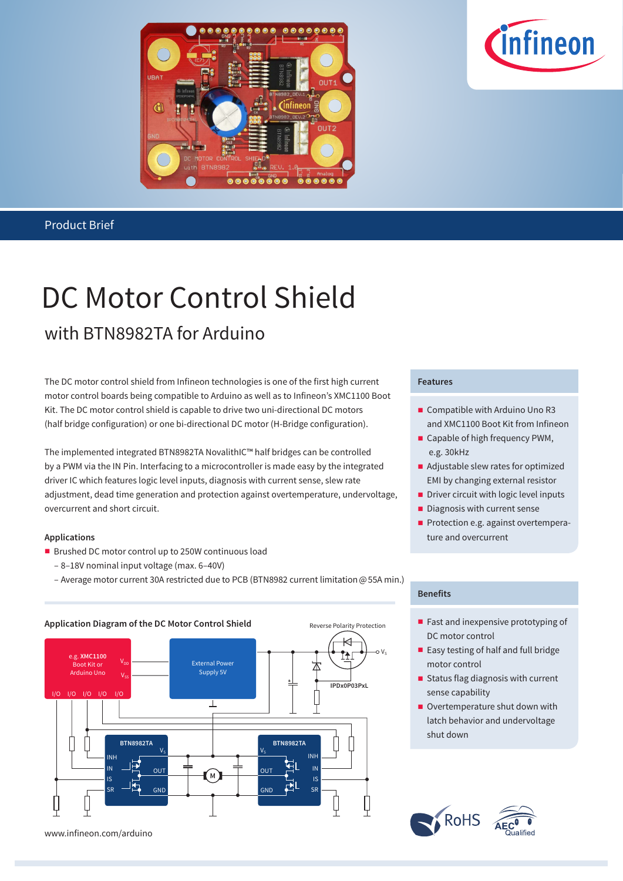Product Brief

# DC Motor Control Shield

## with BTN8982TA for Arduino

The DC motor control shield from Infineon technologies is one of the first high current motor control boards being compatible to Arduino as well as to Infineon's XMC1100 Boot Kit. The DC motor control shield is capable to drive two uni-directional DC motors (half bridge configuration) or one bi-directional DC motor (H-Bridge configuration).

The implemented integrated BTN8982TA NovalithIC™ half bridges can be controlled by a PWM via the IN Pin. Interfacing to a microcontroller is made easy by the integrated driver IC which features logic level inputs, diagnosis with current sense, slew rate adjustment, dead time generation and protection against overtemperature, undervoltage, overcurrent and short circuit.

### Applications

- Brushed DC motor control up to 250W continuous load
  - 8–18V nominal input voltage (max. 6–40V)
  - Average motor current 30A restricted due to PCB (BTN8982 current limitation @ 55A min.)

### Application Diagram of the DC Motor Control Shield

Reverse Polarity Protection

e.g. XMC1100 Boot Kit or Arduino Uno — $V_{DD}$, $V_{SS}$, I/O I/O I/O I/O I/O

External Power Supply 5V

IPDx0P03PxL — $V_S$

BTN8982TA: $V_S$, INH, IN, IS, SR, OUT, GND

M

### Features

- Compatible with Arduino Uno R3 and XMC1100 Boot Kit from Infineon
- Capable of high frequency PWM, e.g. 30kHz
- Adjustable slew rates for optimized EMI by changing external resistor
- Driver circuit with logic level inputs
- Diagnosis with current sense
- Protection e.g. against overtemperature and overcurrent

### Benefits

- Fast and inexpensive prototyping of DC motor control
- Easy testing of half and full bridge motor control
- Status flag diagnosis with current sense capability
- Overtemperature shut down with latch behavior and undervoltage shut down

RoHS · AEC Qualified

www.infineon.com/arduino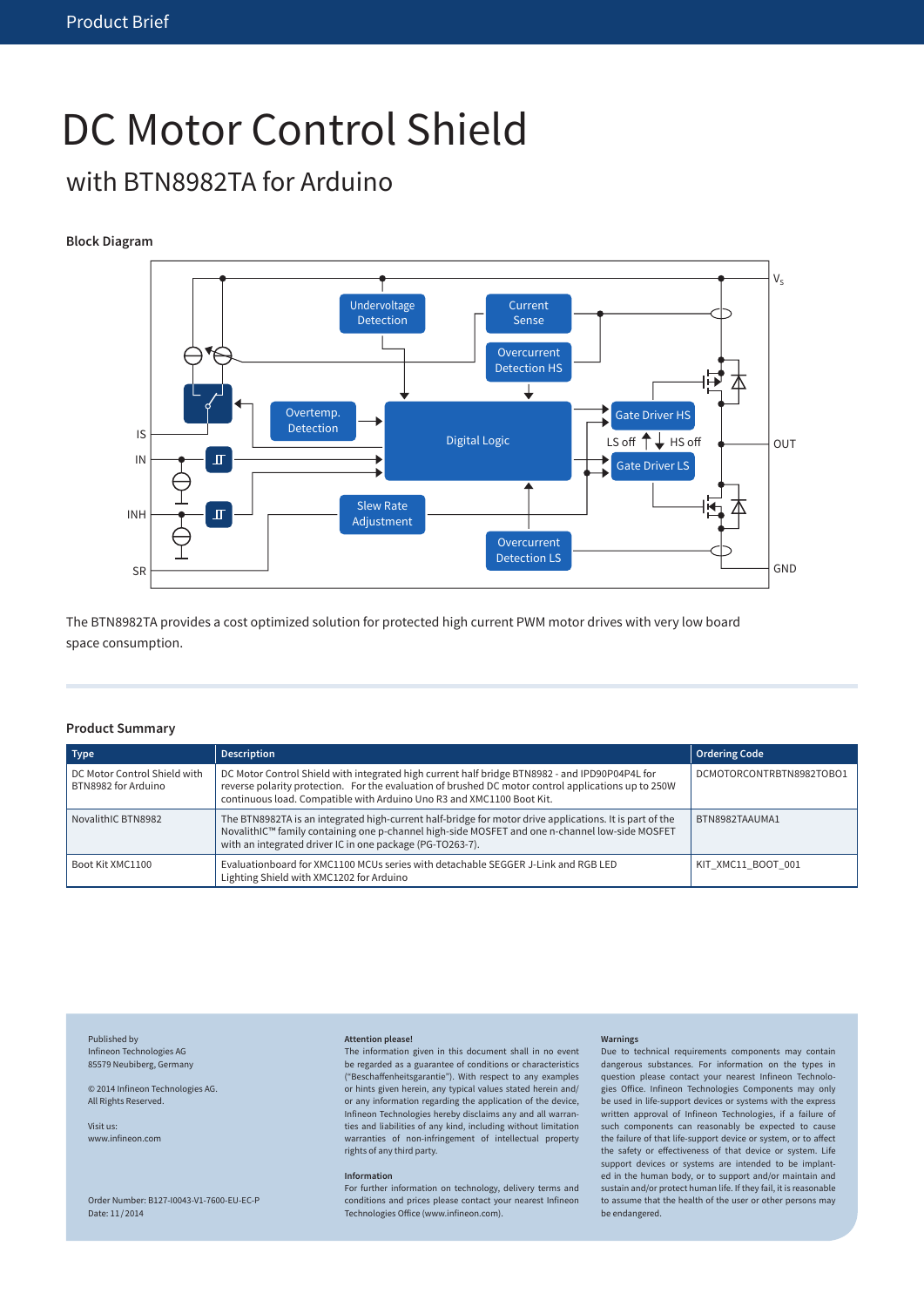Product Brief

# DC Motor Control Shield

## with BTN8982TA for Arduino

### Block Diagram

Vs

Undervoltage Detection

Current Sense

Overcurrent Detection HS

Overtemp. Detection

Digital Logic

Gate Driver HS

LS off

HS off

Gate Driver LS

Slew Rate Adjustment

Overcurrent Detection LS

IS

IN

INH

SR

OUT

GND

The BTN8982TA provides a cost optimized solution for protected high current PWM motor drives with very low board space consumption.

### Product Summary

| Type | Description | Ordering Code |
|---|---|---|
| DC Motor Control Shield with BTN8982 for Arduino | DC Motor Control Shield with integrated high current half bridge BTN8982 - and IPD90P04P4L for reverse polarity protection. For the evaluation of brushed DC motor control applications up to 250W continuous load. Compatible with Arduino Uno R3 and XMC1100 Boot Kit. | DCMOTORCONTRBTN8982TOBO1 |
| NovalithIC BTN8982 | The BTN8982TA is an integrated high-current half-bridge for motor drive applications. It is part of the NovalithIC™ family containing one p-channel high-side MOSFET and one n-channel low-side MOSFET with an integrated driver IC in one package (PG-TO263-7). | BTN8982TAAUMA1 |
| Boot Kit XMC1100 | Evaluationboard for XMC1100 MCUs series with detachable SEGGER J-Link and RGB LED Lighting Shield with XMC1202 for Arduino | KIT_XMC11_BOOT_001 |

Published by
Infineon Technologies AG
85579 Neubiberg, Germany

© 2014 Infineon Technologies AG.
All Rights Reserved.

Visit us:
www.infineon.com

Order Number: B127-I0043-V1-7600-EU-EC-P
Date: 11/2014

**Attention please!**
The information given in this document shall in no event be regarded as a guarantee of conditions or characteristics ("Beschaffenheitsgarantie"). With respect to any examples or hints given herein, any typical values stated herein and/or any information regarding the application of the device, Infineon Technologies hereby disclaims any and all warranties and liabilities of any kind, including without limitation warranties of non-infringement of intellectual property rights of any third party.

**Information**
For further information on technology, delivery terms and conditions and prices please contact your nearest Infineon Technologies Office (www.infineon.com).

**Warnings**
Due to technical requirements components may contain dangerous substances. For information on the types in question please contact your nearest Infineon Technologies Office. Infineon Technologies Components may only be used in life-support devices or systems with the express written approval of Infineon Technologies, if a failure of such components can reasonably be expected to cause the failure of that life-support device or system, or to affect the safety or effectiveness of that device or system. Life support devices or systems are intended to be implanted in the human body, or to support and/or maintain and sustain and/or protect human life. If they fail, it is reasonable to assume that the health of the user or other persons may be endangered.